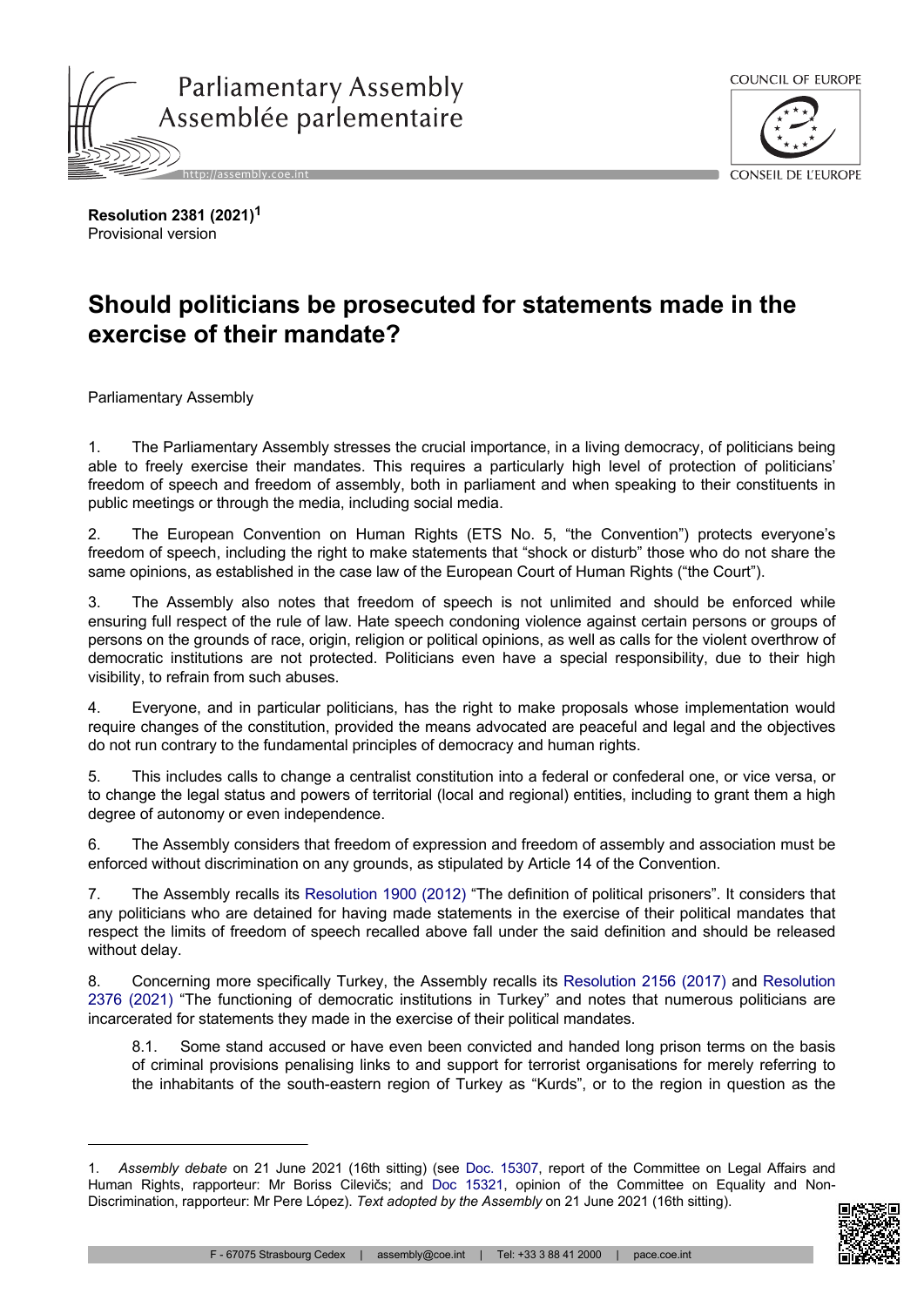**Resolution 2381 (2021)**[1]
Provisional version

# Should politicians be prosecuted for statements made in the exercise of their mandate?

Parliamentary Assembly

1. The Parliamentary Assembly stresses the crucial importance, in a living democracy, of politicians being able to freely exercise their mandates. This requires a particularly high level of protection of politicians' freedom of speech and freedom of assembly, both in parliament and when speaking to their constituents in public meetings or through the media, including social media.

2. The European Convention on Human Rights (ETS No. 5, "the Convention") protects everyone's freedom of speech, including the right to make statements that "shock or disturb" those who do not share the same opinions, as established in the case law of the European Court of Human Rights ("the Court").

3. The Assembly also notes that freedom of speech is not unlimited and should be enforced while ensuring full respect of the rule of law. Hate speech condoning violence against certain persons or groups of persons on the grounds of race, origin, religion or political opinions, as well as calls for the violent overthrow of democratic institutions are not protected. Politicians even have a special responsibility, due to their high visibility, to refrain from such abuses.

4. Everyone, and in particular politicians, has the right to make proposals whose implementation would require changes of the constitution, provided the means advocated are peaceful and legal and the objectives do not run contrary to the fundamental principles of democracy and human rights.

5. This includes calls to change a centralist constitution into a federal or confederal one, or vice versa, or to change the legal status and powers of territorial (local and regional) entities, including to grant them a high degree of autonomy or even independence.

6. The Assembly considers that freedom of expression and freedom of assembly and association must be enforced without discrimination on any grounds, as stipulated by Article 14 of the Convention.

7. The Assembly recalls its Resolution 1900 (2012) "The definition of political prisoners". It considers that any politicians who are detained for having made statements in the exercise of their political mandates that respect the limits of freedom of speech recalled above fall under the said definition and should be released without delay.

8. Concerning more specifically Turkey, the Assembly recalls its Resolution 2156 (2017) and Resolution 2376 (2021) "The functioning of democratic institutions in Turkey" and notes that numerous politicians are incarcerated for statements they made in the exercise of their political mandates.

 8.1. Some stand accused or have even been convicted and handed long prison terms on the basis of criminal provisions penalising links to and support for terrorist organisations for merely referring to the inhabitants of the south-eastern region of Turkey as "Kurds", or to the region in question as the

---

1. *Assembly debate* on 21 June 2021 (16th sitting) (see Doc. 15307, report of the Committee on Legal Affairs and Human Rights, rapporteur: Mr Boriss Cilevičs; and Doc 15321, opinion of the Committee on Equality and Non-Discrimination, rapporteur: Mr Pere López). *Text adopted by the Assembly* on 21 June 2021 (16th sitting).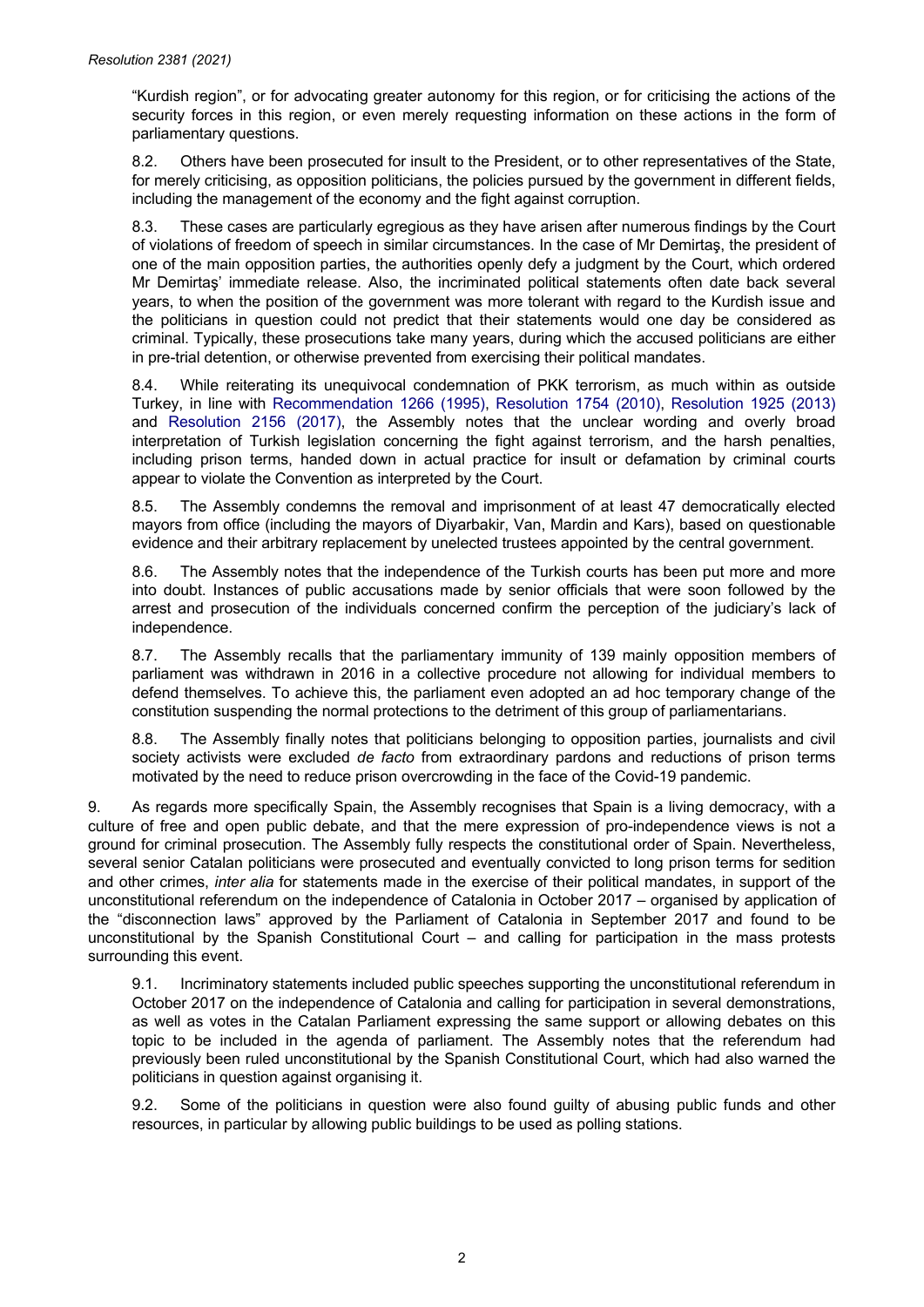"Kurdish region", or for advocating greater autonomy for this region, or for criticising the actions of the security forces in this region, or even merely requesting information on these actions in the form of parliamentary questions.

8.2. Others have been prosecuted for insult to the President, or to other representatives of the State, for merely criticising, as opposition politicians, the policies pursued by the government in different fields, including the management of the economy and the fight against corruption.

8.3. These cases are particularly egregious as they have arisen after numerous findings by the Court of violations of freedom of speech in similar circumstances. In the case of Mr Demirtaş, the president of one of the main opposition parties, the authorities openly defy a judgment by the Court, which ordered Mr Demirtaş' immediate release. Also, the incriminated political statements often date back several years, to when the position of the government was more tolerant with regard to the Kurdish issue and the politicians in question could not predict that their statements would one day be considered as criminal. Typically, these prosecutions take many years, during which the accused politicians are either in pre-trial detention, or otherwise prevented from exercising their political mandates.

8.4. While reiterating its unequivocal condemnation of PKK terrorism, as much within as outside Turkey, in line with Recommendation 1266 (1995), Resolution 1754 (2010), Resolution 1925 (2013) and Resolution 2156 (2017), the Assembly notes that the unclear wording and overly broad interpretation of Turkish legislation concerning the fight against terrorism, and the harsh penalties, including prison terms, handed down in actual practice for insult or defamation by criminal courts appear to violate the Convention as interpreted by the Court.

8.5. The Assembly condemns the removal and imprisonment of at least 47 democratically elected mayors from office (including the mayors of Diyarbakir, Van, Mardin and Kars), based on questionable evidence and their arbitrary replacement by unelected trustees appointed by the central government.

8.6. The Assembly notes that the independence of the Turkish courts has been put more and more into doubt. Instances of public accusations made by senior officials that were soon followed by the arrest and prosecution of the individuals concerned confirm the perception of the judiciary's lack of independence.

8.7. The Assembly recalls that the parliamentary immunity of 139 mainly opposition members of parliament was withdrawn in 2016 in a collective procedure not allowing for individual members to defend themselves. To achieve this, the parliament even adopted an ad hoc temporary change of the constitution suspending the normal protections to the detriment of this group of parliamentarians.

8.8. The Assembly finally notes that politicians belonging to opposition parties, journalists and civil society activists were excluded *de facto* from extraordinary pardons and reductions of prison terms motivated by the need to reduce prison overcrowding in the face of the Covid-19 pandemic.

9. As regards more specifically Spain, the Assembly recognises that Spain is a living democracy, with a culture of free and open public debate, and that the mere expression of pro-independence views is not a ground for criminal prosecution. The Assembly fully respects the constitutional order of Spain. Nevertheless, several senior Catalan politicians were prosecuted and eventually convicted to long prison terms for sedition and other crimes, *inter alia* for statements made in the exercise of their political mandates, in support of the unconstitutional referendum on the independence of Catalonia in October 2017 – organised by application of the "disconnection laws" approved by the Parliament of Catalonia in September 2017 and found to be unconstitutional by the Spanish Constitutional Court – and calling for participation in the mass protests surrounding this event.

9.1. Incriminatory statements included public speeches supporting the unconstitutional referendum in October 2017 on the independence of Catalonia and calling for participation in several demonstrations, as well as votes in the Catalan Parliament expressing the same support or allowing debates on this topic to be included in the agenda of parliament. The Assembly notes that the referendum had previously been ruled unconstitutional by the Spanish Constitutional Court, which had also warned the politicians in question against organising it.

9.2. Some of the politicians in question were also found guilty of abusing public funds and other resources, in particular by allowing public buildings to be used as polling stations.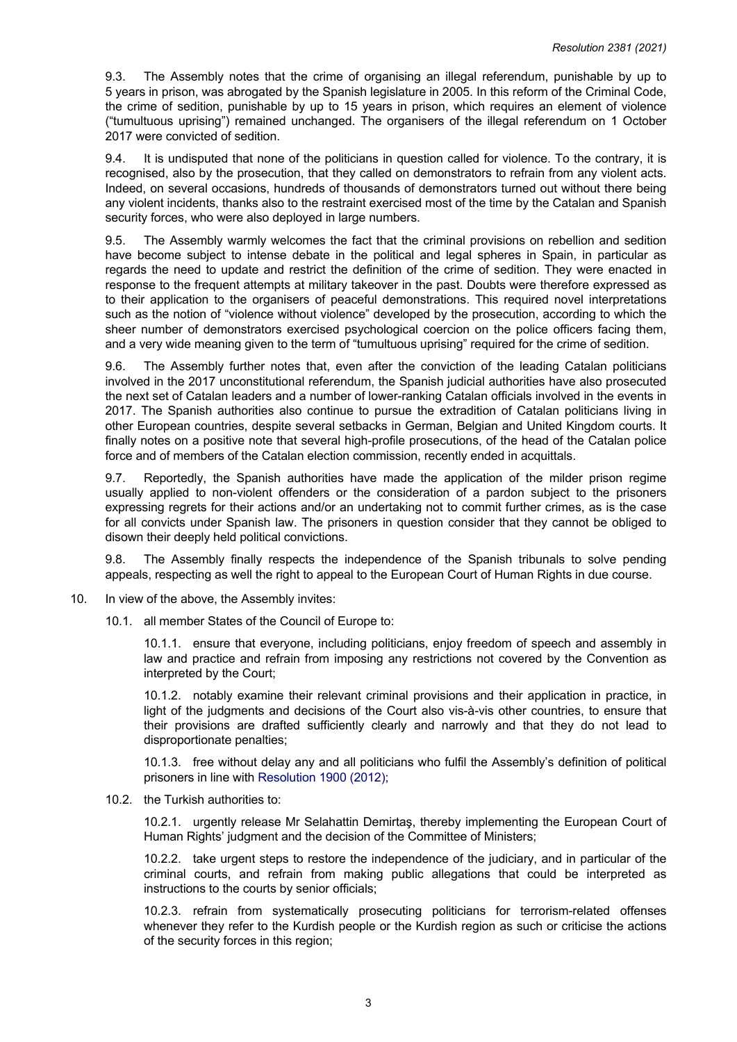9.3. The Assembly notes that the crime of organising an illegal referendum, punishable by up to 5 years in prison, was abrogated by the Spanish legislature in 2005. In this reform of the Criminal Code, the crime of sedition, punishable by up to 15 years in prison, which requires an element of violence ("tumultuous uprising") remained unchanged. The organisers of the illegal referendum on 1 October 2017 were convicted of sedition.

9.4. It is undisputed that none of the politicians in question called for violence. To the contrary, it is recognised, also by the prosecution, that they called on demonstrators to refrain from any violent acts. Indeed, on several occasions, hundreds of thousands of demonstrators turned out without there being any violent incidents, thanks also to the restraint exercised most of the time by the Catalan and Spanish security forces, who were also deployed in large numbers.

9.5. The Assembly warmly welcomes the fact that the criminal provisions on rebellion and sedition have become subject to intense debate in the political and legal spheres in Spain, in particular as regards the need to update and restrict the definition of the crime of sedition. They were enacted in response to the frequent attempts at military takeover in the past. Doubts were therefore expressed as to their application to the organisers of peaceful demonstrations. This required novel interpretations such as the notion of "violence without violence" developed by the prosecution, according to which the sheer number of demonstrators exercised psychological coercion on the police officers facing them, and a very wide meaning given to the term of "tumultuous uprising" required for the crime of sedition.

9.6. The Assembly further notes that, even after the conviction of the leading Catalan politicians involved in the 2017 unconstitutional referendum, the Spanish judicial authorities have also prosecuted the next set of Catalan leaders and a number of lower-ranking Catalan officials involved in the events in 2017. The Spanish authorities also continue to pursue the extradition of Catalan politicians living in other European countries, despite several setbacks in German, Belgian and United Kingdom courts. It finally notes on a positive note that several high-profile prosecutions, of the head of the Catalan police force and of members of the Catalan election commission, recently ended in acquittals.

9.7. Reportedly, the Spanish authorities have made the application of the milder prison regime usually applied to non-violent offenders or the consideration of a pardon subject to the prisoners expressing regrets for their actions and/or an undertaking not to commit further crimes, as is the case for all convicts under Spanish law. The prisoners in question consider that they cannot be obliged to disown their deeply held political convictions.

9.8. The Assembly finally respects the independence of the Spanish tribunals to solve pending appeals, respecting as well the right to appeal to the European Court of Human Rights in due course.

10. In view of the above, the Assembly invites:

10.1. all member States of the Council of Europe to:

10.1.1. ensure that everyone, including politicians, enjoy freedom of speech and assembly in law and practice and refrain from imposing any restrictions not covered by the Convention as interpreted by the Court;

10.1.2. notably examine their relevant criminal provisions and their application in practice, in light of the judgments and decisions of the Court also vis-à-vis other countries, to ensure that their provisions are drafted sufficiently clearly and narrowly and that they do not lead to disproportionate penalties;

10.1.3. free without delay any and all politicians who fulfil the Assembly's definition of political prisoners in line with Resolution 1900 (2012);

10.2. the Turkish authorities to:

10.2.1. urgently release Mr Selahattin Demirtaş, thereby implementing the European Court of Human Rights' judgment and the decision of the Committee of Ministers;

10.2.2. take urgent steps to restore the independence of the judiciary, and in particular of the criminal courts, and refrain from making public allegations that could be interpreted as instructions to the courts by senior officials;

10.2.3. refrain from systematically prosecuting politicians for terrorism-related offenses whenever they refer to the Kurdish people or the Kurdish region as such or criticise the actions of the security forces in this region;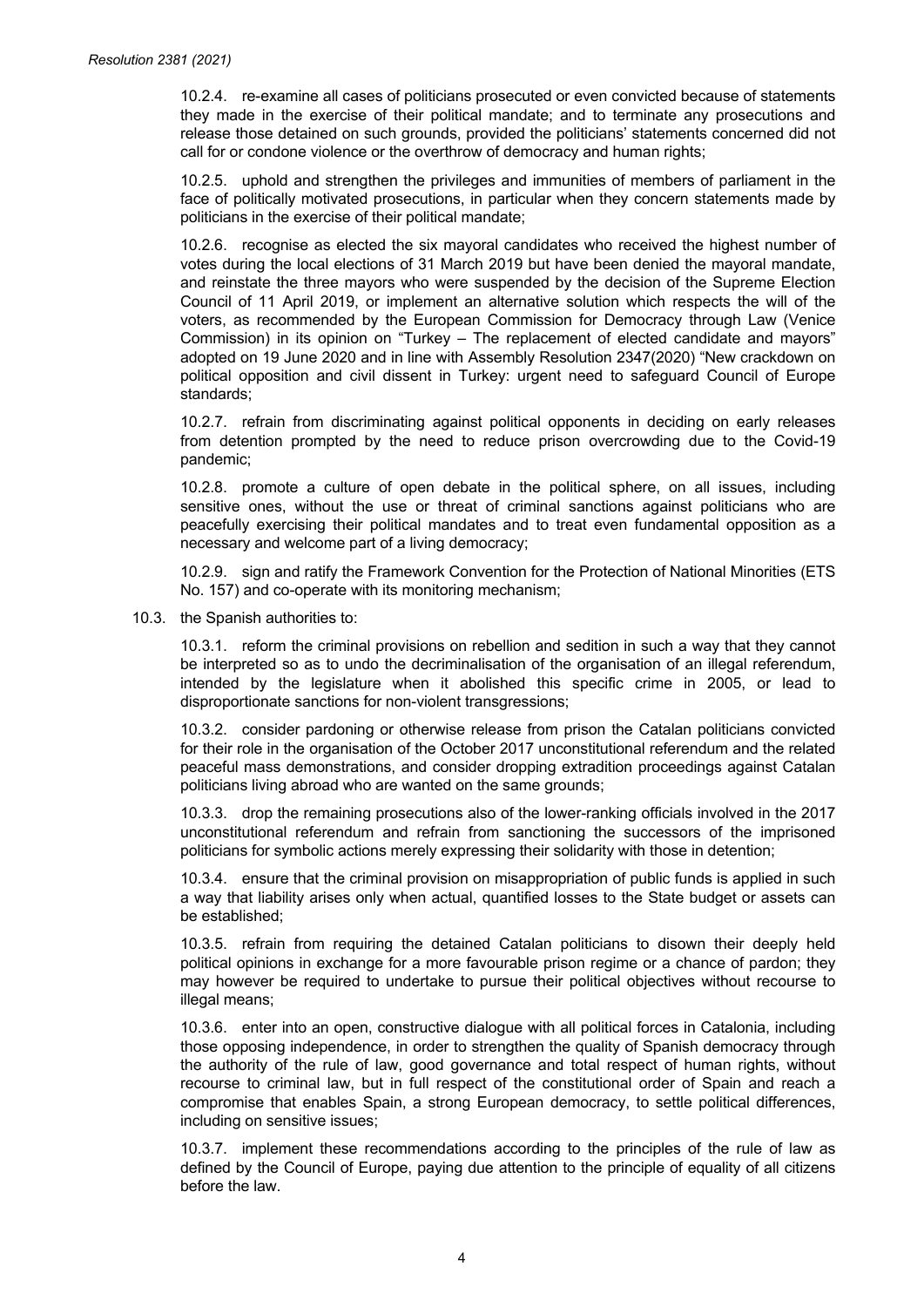10.2.4. re-examine all cases of politicians prosecuted or even convicted because of statements they made in the exercise of their political mandate; and to terminate any prosecutions and release those detained on such grounds, provided the politicians' statements concerned did not call for or condone violence or the overthrow of democracy and human rights;

10.2.5. uphold and strengthen the privileges and immunities of members of parliament in the face of politically motivated prosecutions, in particular when they concern statements made by politicians in the exercise of their political mandate;

10.2.6. recognise as elected the six mayoral candidates who received the highest number of votes during the local elections of 31 March 2019 but have been denied the mayoral mandate, and reinstate the three mayors who were suspended by the decision of the Supreme Election Council of 11 April 2019, or implement an alternative solution which respects the will of the voters, as recommended by the European Commission for Democracy through Law (Venice Commission) in its opinion on "Turkey – The replacement of elected candidate and mayors" adopted on 19 June 2020 and in line with Assembly Resolution 2347(2020) "New crackdown on political opposition and civil dissent in Turkey: urgent need to safeguard Council of Europe standards;

10.2.7. refrain from discriminating against political opponents in deciding on early releases from detention prompted by the need to reduce prison overcrowding due to the Covid-19 pandemic;

10.2.8. promote a culture of open debate in the political sphere, on all issues, including sensitive ones, without the use or threat of criminal sanctions against politicians who are peacefully exercising their political mandates and to treat even fundamental opposition as a necessary and welcome part of a living democracy;

10.2.9. sign and ratify the Framework Convention for the Protection of National Minorities (ETS No. 157) and co-operate with its monitoring mechanism;

10.3. the Spanish authorities to:

10.3.1. reform the criminal provisions on rebellion and sedition in such a way that they cannot be interpreted so as to undo the decriminalisation of the organisation of an illegal referendum, intended by the legislature when it abolished this specific crime in 2005, or lead to disproportionate sanctions for non-violent transgressions;

10.3.2. consider pardoning or otherwise release from prison the Catalan politicians convicted for their role in the organisation of the October 2017 unconstitutional referendum and the related peaceful mass demonstrations, and consider dropping extradition proceedings against Catalan politicians living abroad who are wanted on the same grounds;

10.3.3. drop the remaining prosecutions also of the lower-ranking officials involved in the 2017 unconstitutional referendum and refrain from sanctioning the successors of the imprisoned politicians for symbolic actions merely expressing their solidarity with those in detention;

10.3.4. ensure that the criminal provision on misappropriation of public funds is applied in such a way that liability arises only when actual, quantified losses to the State budget or assets can be established;

10.3.5. refrain from requiring the detained Catalan politicians to disown their deeply held political opinions in exchange for a more favourable prison regime or a chance of pardon; they may however be required to undertake to pursue their political objectives without recourse to illegal means;

10.3.6. enter into an open, constructive dialogue with all political forces in Catalonia, including those opposing independence, in order to strengthen the quality of Spanish democracy through the authority of the rule of law, good governance and total respect of human rights, without recourse to criminal law, but in full respect of the constitutional order of Spain and reach a compromise that enables Spain, a strong European democracy, to settle political differences, including on sensitive issues;

10.3.7. implement these recommendations according to the principles of the rule of law as defined by the Council of Europe, paying due attention to the principle of equality of all citizens before the law.